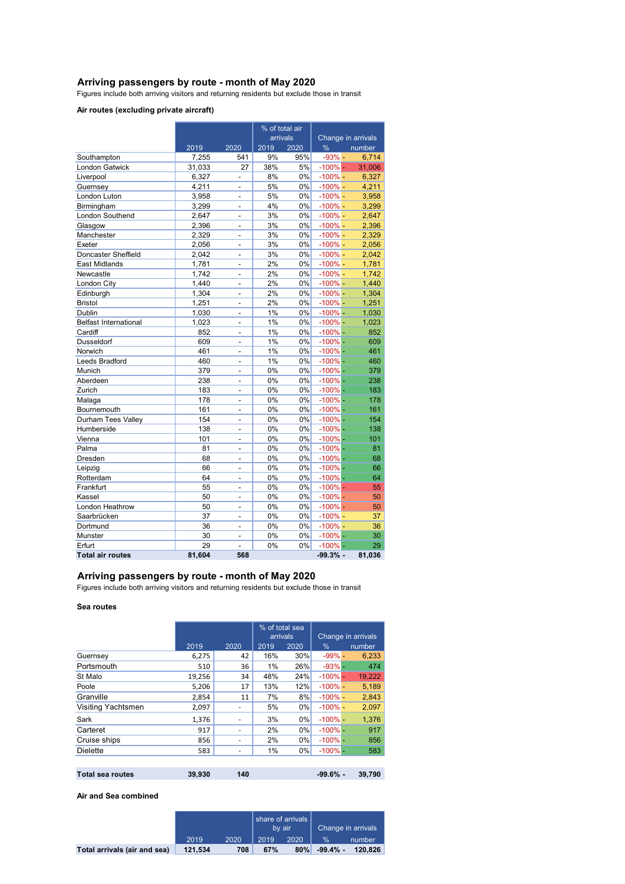## Arriving passengers by route - month of May 2020

Figures include both arriving visitors and returning residents but exclude those in transit

### Air routes (excluding private aircraft)

| | | | % of total air arrivals | | Change in arrivals | |
|---|---|---|---|---|---|---|
| | 2019 | 2020 | 2019 | 2020 | % | number |
| Southampton | 7,255 | 541 | 9% | 95% | -93% | - 6,714 |
| London Gatwick | 31,033 | 27 | 38% | 5% | -100% | - 31,006 |
| Liverpool | 6,327 | - | 8% | 0% | -100% | - 6,327 |
| Guernsey | 4,211 | - | 5% | 0% | -100% | - 4,211 |
| London Luton | 3,958 | - | 5% | 0% | -100% | - 3,958 |
| Birmingham | 3,299 | - | 4% | 0% | -100% | - 3,299 |
| London Southend | 2,647 | - | 3% | 0% | -100% | - 2,647 |
| Glasgow | 2,396 | - | 3% | 0% | -100% | - 2,396 |
| Manchester | 2,329 | - | 3% | 0% | -100% | - 2,329 |
| Exeter | 2,056 | - | 3% | 0% | -100% | - 2,056 |
| Doncaster Sheffield | 2,042 | - | 3% | 0% | -100% | - 2,042 |
| East Midlands | 1,781 | - | 2% | 0% | -100% | - 1,781 |
| Newcastle | 1,742 | - | 2% | 0% | -100% | - 1,742 |
| London City | 1,440 | - | 2% | 0% | -100% | - 1,440 |
| Edinburgh | 1,304 | - | 2% | 0% | -100% | - 1,304 |
| Bristol | 1,251 | - | 2% | 0% | -100% | - 1,251 |
| Dublin | 1,030 | - | 1% | 0% | -100% | - 1,030 |
| Belfast International | 1,023 | - | 1% | 0% | -100% | - 1,023 |
| Cardiff | 852 | - | 1% | 0% | -100% | - 852 |
| Dusseldorf | 609 | - | 1% | 0% | -100% | - 609 |
| Norwich | 461 | - | 1% | 0% | -100% | - 461 |
| Leeds Bradford | 460 | - | 1% | 0% | -100% | - 460 |
| Munich | 379 | - | 0% | 0% | -100% | - 379 |
| Aberdeen | 238 | - | 0% | 0% | -100% | - 238 |
| Zurich | 183 | - | 0% | 0% | -100% | - 183 |
| Malaga | 178 | - | 0% | 0% | -100% | - 178 |
| Bournemouth | 161 | - | 0% | 0% | -100% | - 161 |
| Durham Tees Valley | 154 | - | 0% | 0% | -100% | - 154 |
| Humberside | 138 | - | 0% | 0% | -100% | - 138 |
| Vienna | 101 | - | 0% | 0% | -100% | - 101 |
| Palma | 81 | - | 0% | 0% | -100% | - 81 |
| Dresden | 68 | - | 0% | 0% | -100% | - 68 |
| Leipzig | 66 | - | 0% | 0% | -100% | - 66 |
| Rotterdam | 64 | - | 0% | 0% | -100% | - 64 |
| Frankfurt | 55 | - | 0% | 0% | -100% | - 55 |
| Kassel | 50 | - | 0% | 0% | -100% | - 50 |
| London Heathrow | 50 | - | 0% | 0% | -100% | - 50 |
| Saarbrücken | 37 | - | 0% | 0% | -100% | - 37 |
| Dortmund | 36 | - | 0% | 0% | -100% | - 36 |
| Munster | 30 | - | 0% | 0% | -100% | - 30 |
| Erfurt | 29 | - | 0% | 0% | -100% | - 29 |
| **Total air routes** | **81,604** | **568** | | | **-99.3%** | **- 81,036** |

## Arriving passengers by route - month of May 2020

Figures include both arriving visitors and returning residents but exclude those in transit

### Sea routes

| | | | % of total sea arrivals | | Change in arrivals | |
|---|---|---|---|---|---|---|
| | 2019 | 2020 | 2019 | 2020 | % | number |
| Guernsey | 6,275 | 42 | 16% | 30% | -99% | - 6,233 |
| Portsmouth | 510 | 36 | 1% | 26% | -93% | - 474 |
| St Malo | 19,256 | 34 | 48% | 24% | -100% | - 19,222 |
| Poole | 5,206 | 17 | 13% | 12% | -100% | - 5,189 |
| Granville | 2,854 | 11 | 7% | 8% | -100% | - 2,843 |
| Visiting Yachtsmen | 2,097 | - | 5% | 0% | -100% | - 2,097 |
| Sark | 1,376 | - | 3% | 0% | -100% | - 1,376 |
| Carteret | 917 | - | 2% | 0% | -100% | - 917 |
| Cruise ships | 856 | - | 2% | 0% | -100% | - 856 |
| Dielette | 583 | - | 1% | 0% | -100% | - 583 |
| **Total sea routes** | **39,930** | **140** | | | **-99.6%** | **- 39,790** |

### Air and Sea combined

| | | | share of arrivals by air | | Change in arrivals | |
|---|---|---|---|---|---|---|
| | 2019 | 2020 | 2019 | 2020 | % | number |
| **Total arrivals (air and sea)** | **121,534** | **708** | **67%** | **80%** | **-99.4%** | **- 120,826** |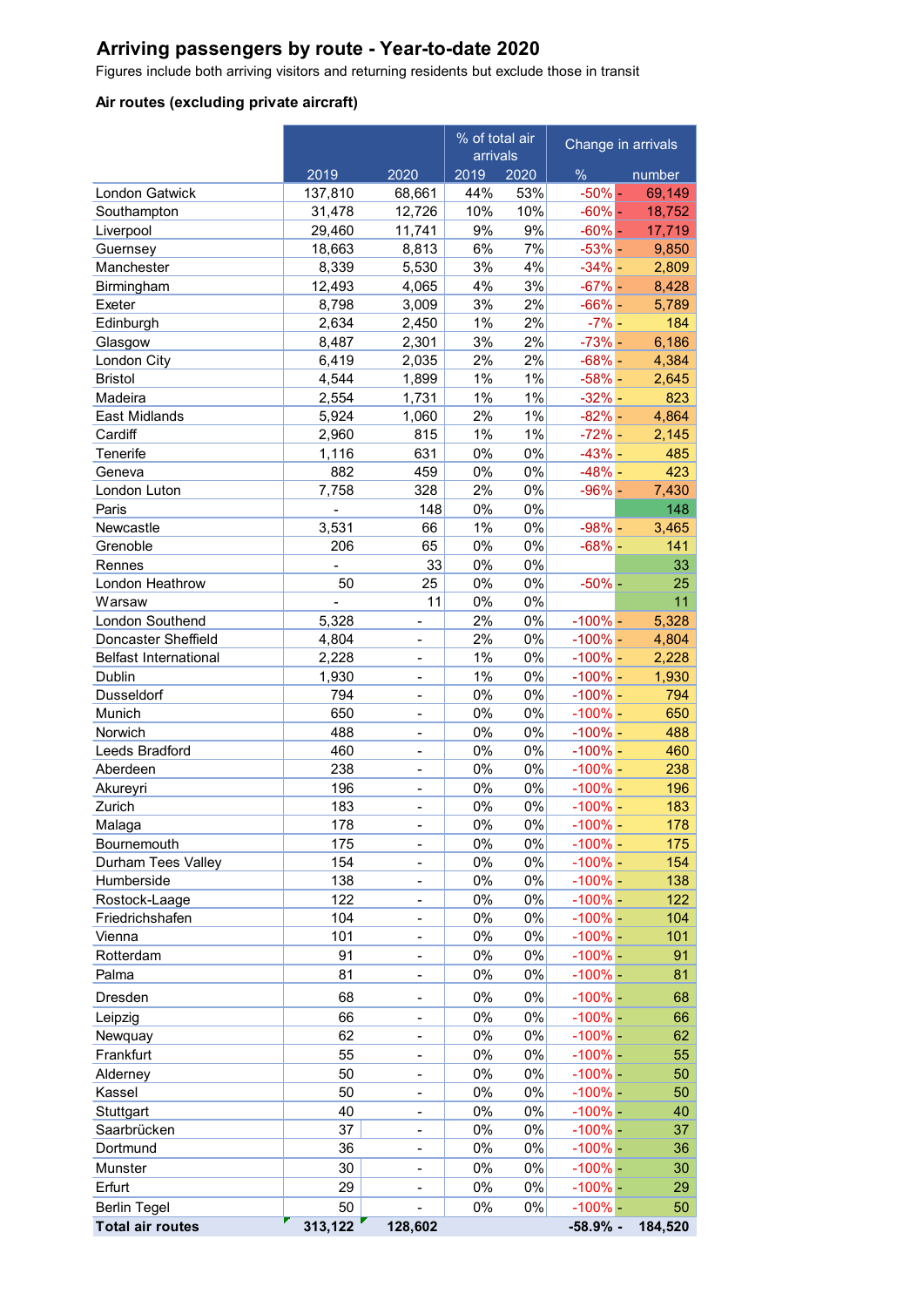# Arriving passengers by route - Year-to-date 2020

Figures include both arriving visitors and returning residents but exclude those in transit

### Air routes (excluding private aircraft)

| | | | % of total air arrivals | | Change in arrivals | |
|---|---|---|---|---|---|---|
| | 2019 | 2020 | 2019 | 2020 | % | number |
| London Gatwick | 137,810 | 68,661 | 44% | 53% | -50% | - 69,149 |
| Southampton | 31,478 | 12,726 | 10% | 10% | -60% | - 18,752 |
| Liverpool | 29,460 | 11,741 | 9% | 9% | -60% | - 17,719 |
| Guernsey | 18,663 | 8,813 | 6% | 7% | -53% | - 9,850 |
| Manchester | 8,339 | 5,530 | 3% | 4% | -34% | - 2,809 |
| Birmingham | 12,493 | 4,065 | 4% | 3% | -67% | - 8,428 |
| Exeter | 8,798 | 3,009 | 3% | 2% | -66% | - 5,789 |
| Edinburgh | 2,634 | 2,450 | 1% | 2% | -7% | - 184 |
| Glasgow | 8,487 | 2,301 | 3% | 2% | -73% | - 6,186 |
| London City | 6,419 | 2,035 | 2% | 2% | -68% | - 4,384 |
| Bristol | 4,544 | 1,899 | 1% | 1% | -58% | - 2,645 |
| Madeira | 2,554 | 1,731 | 1% | 1% | -32% | - 823 |
| East Midlands | 5,924 | 1,060 | 2% | 1% | -82% | - 4,864 |
| Cardiff | 2,960 | 815 | 1% | 1% | -72% | - 2,145 |
| Tenerife | 1,116 | 631 | 0% | 0% | -43% | - 485 |
| Geneva | 882 | 459 | 0% | 0% | -48% | - 423 |
| London Luton | 7,758 | 328 | 2% | 0% | -96% | - 7,430 |
| Paris | - | 148 | 0% | 0% | | 148 |
| Newcastle | 3,531 | 66 | 1% | 0% | -98% | - 3,465 |
| Grenoble | 206 | 65 | 0% | 0% | -68% | - 141 |
| Rennes | - | 33 | 0% | 0% | | 33 |
| London Heathrow | 50 | 25 | 0% | 0% | -50% | - 25 |
| Warsaw | - | 11 | 0% | 0% | | 11 |
| London Southend | 5,328 | - | 2% | 0% | -100% | - 5,328 |
| Doncaster Sheffield | 4,804 | - | 2% | 0% | -100% | - 4,804 |
| Belfast International | 2,228 | - | 1% | 0% | -100% | - 2,228 |
| Dublin | 1,930 | - | 1% | 0% | -100% | - 1,930 |
| Dusseldorf | 794 | - | 0% | 0% | -100% | - 794 |
| Munich | 650 | - | 0% | 0% | -100% | - 650 |
| Norwich | 488 | - | 0% | 0% | -100% | - 488 |
| Leeds Bradford | 460 | - | 0% | 0% | -100% | - 460 |
| Aberdeen | 238 | - | 0% | 0% | -100% | - 238 |
| Akureyri | 196 | - | 0% | 0% | -100% | - 196 |
| Zurich | 183 | - | 0% | 0% | -100% | - 183 |
| Malaga | 178 | - | 0% | 0% | -100% | - 178 |
| Bournemouth | 175 | - | 0% | 0% | -100% | - 175 |
| Durham Tees Valley | 154 | - | 0% | 0% | -100% | - 154 |
| Humberside | 138 | - | 0% | 0% | -100% | - 138 |
| Rostock-Laage | 122 | - | 0% | 0% | -100% | - 122 |
| Friedrichshafen | 104 | - | 0% | 0% | -100% | - 104 |
| Vienna | 101 | - | 0% | 0% | -100% | - 101 |
| Rotterdam | 91 | - | 0% | 0% | -100% | - 91 |
| Palma | 81 | - | 0% | 0% | -100% | - 81 |
| Dresden | 68 | - | 0% | 0% | -100% | - 68 |
| Leipzig | 66 | - | 0% | 0% | -100% | - 66 |
| Newquay | 62 | - | 0% | 0% | -100% | - 62 |
| Frankfurt | 55 | - | 0% | 0% | -100% | - 55 |
| Alderney | 50 | - | 0% | 0% | -100% | - 50 |
| Kassel | 50 | - | 0% | 0% | -100% | - 50 |
| Stuttgart | 40 | - | 0% | 0% | -100% | - 40 |
| Saarbrücken | 37 | - | 0% | 0% | -100% | - 37 |
| Dortmund | 36 | - | 0% | 0% | -100% | - 36 |
| Munster | 30 | - | 0% | 0% | -100% | - 30 |
| Erfurt | 29 | - | 0% | 0% | -100% | - 29 |
| Berlin Tegel | 50 | - | 0% | 0% | -100% | - 50 |
| **Total air routes** | **313,122** | **128,602** | | | **-58.9%** | **- 184,520** |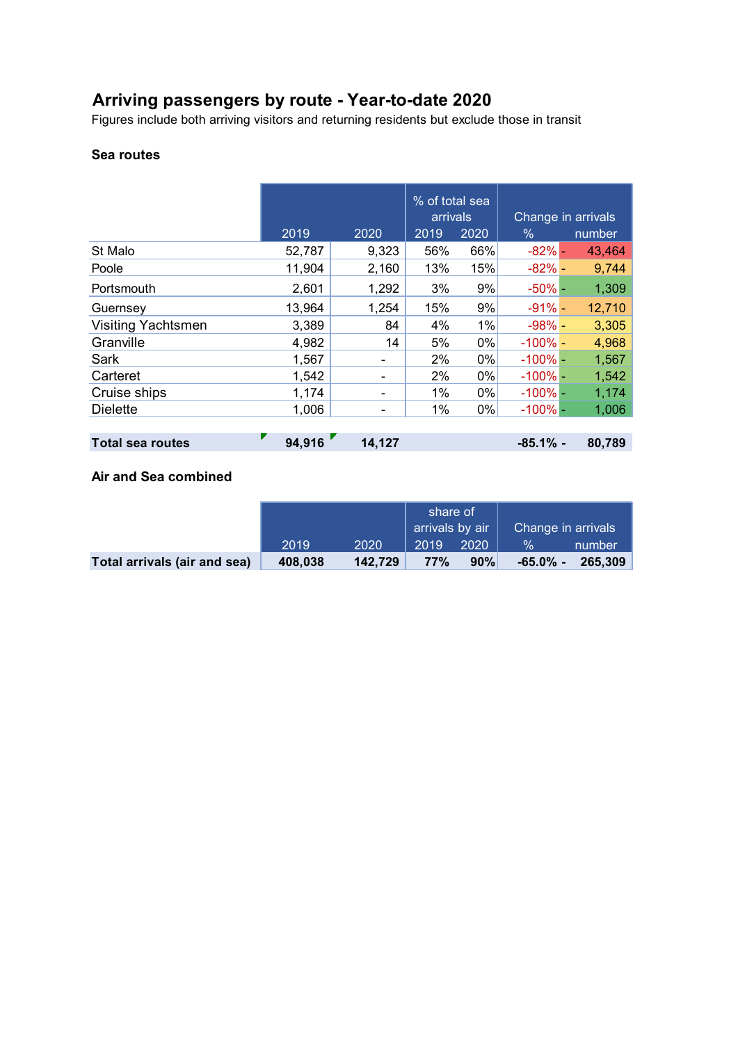# Arriving passengers by route - Year-to-date 2020

Figures include both arriving visitors and returning residents but exclude those in transit

### Sea routes

| | 2019 | 2020 | % of total sea arrivals 2019 | 2020 | Change in arrivals % | number |
|---|---|---|---|---|---|---|
| St Malo | 52,787 | 9,323 | 56% | 66% | -82% | - 43,464 |
| Poole | 11,904 | 2,160 | 13% | 15% | -82% | - 9,744 |
| Portsmouth | 2,601 | 1,292 | 3% | 9% | -50% | - 1,309 |
| Guernsey | 13,964 | 1,254 | 15% | 9% | -91% | - 12,710 |
| Visiting Yachtsmen | 3,389 | 84 | 4% | 1% | -98% | - 3,305 |
| Granville | 4,982 | 14 | 5% | 0% | -100% | - 4,968 |
| Sark | 1,567 | - | 2% | 0% | -100% | - 1,567 |
| Carteret | 1,542 | - | 2% | 0% | -100% | - 1,542 |
| Cruise ships | 1,174 | - | 1% | 0% | -100% | - 1,174 |
| Dielette | 1,006 | - | 1% | 0% | -100% | - 1,006 |
| **Total sea routes** | **94,916** | **14,127** | | | **-85.1%** | **- 80,789** |

### Air and Sea combined

| | 2019 | 2020 | share of arrivals by air 2019 | 2020 | Change in arrivals % | number |
|---|---|---|---|---|---|---|
| **Total arrivals (air and sea)** | **408,038** | **142,729** | **77%** | **90%** | **-65.0%** | **- 265,309** |